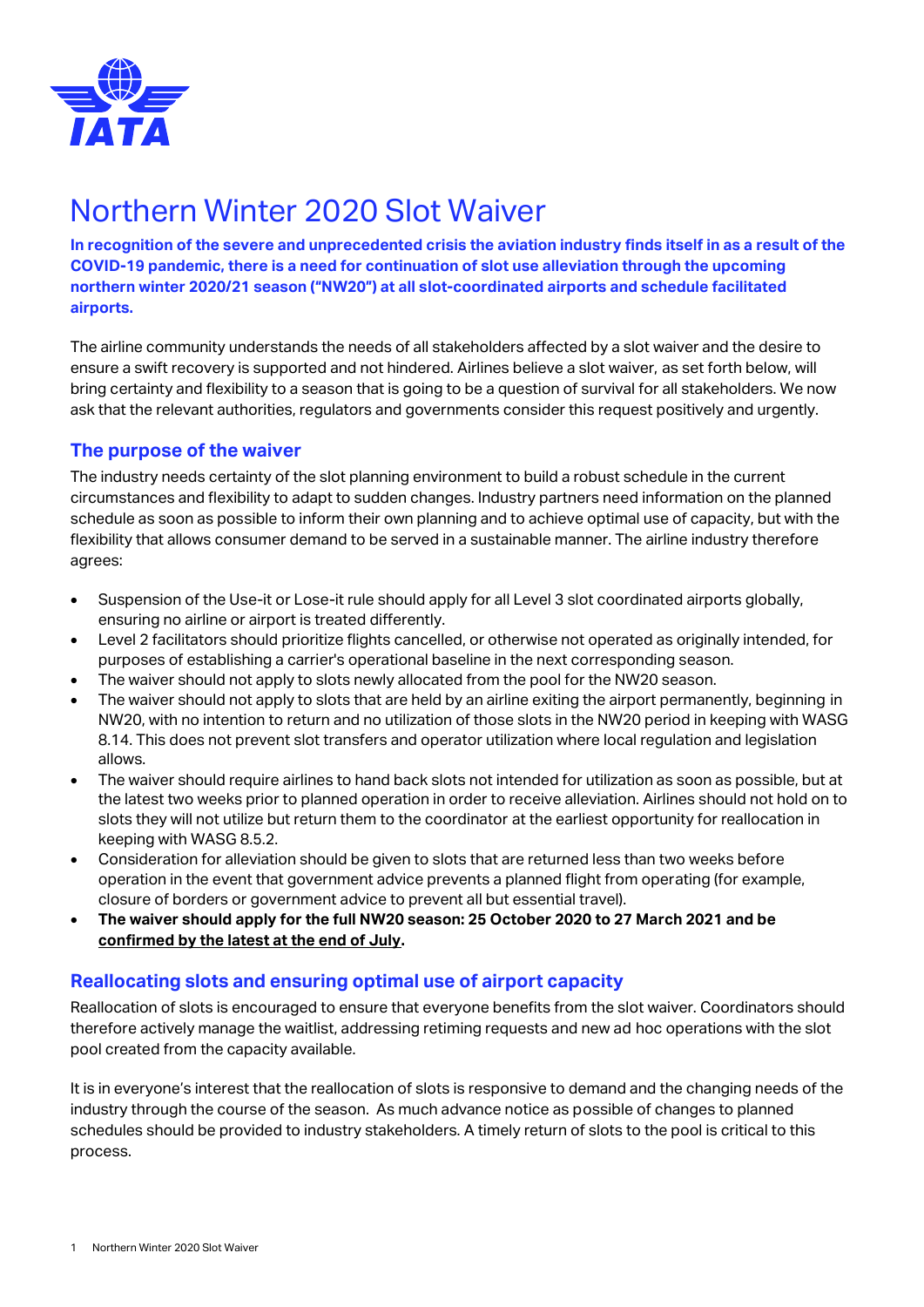# Northern Winter 2020 Slot Waiver

**In recognition of the severe and unprecedented crisis the aviation industry finds itself in as a result of the COVID-19 pandemic, there is a need for continuation of slot use alleviation through the upcoming northern winter 2020/21 season ("NW20") at all slot-coordinated airports and schedule facilitated airports.**

The airline community understands the needs of all stakeholders affected by a slot waiver and the desire to ensure a swift recovery is supported and not hindered. Airlines believe a slot waiver, as set forth below, will bring certainty and flexibility to a season that is going to be a question of survival for all stakeholders. We now ask that the relevant authorities, regulators and governments consider this request positively and urgently.

## The purpose of the waiver

The industry needs certainty of the slot planning environment to build a robust schedule in the current circumstances and flexibility to adapt to sudden changes. Industry partners need information on the planned schedule as soon as possible to inform their own planning and to achieve optimal use of capacity, but with the flexibility that allows consumer demand to be served in a sustainable manner. The airline industry therefore agrees:

- Suspension of the Use-it or Lose-it rule should apply for all Level 3 slot coordinated airports globally, ensuring no airline or airport is treated differently.
- Level 2 facilitators should prioritize flights cancelled, or otherwise not operated as originally intended, for purposes of establishing a carrier's operational baseline in the next corresponding season.
- The waiver should not apply to slots newly allocated from the pool for the NW20 season.
- The waiver should not apply to slots that are held by an airline exiting the airport permanently, beginning in NW20, with no intention to return and no utilization of those slots in the NW20 period in keeping with WASG 8.14. This does not prevent slot transfers and operator utilization where local regulation and legislation allows.
- The waiver should require airlines to hand back slots not intended for utilization as soon as possible, but at the latest two weeks prior to planned operation in order to receive alleviation. Airlines should not hold on to slots they will not utilize but return them to the coordinator at the earliest opportunity for reallocation in keeping with WASG 8.5.2.
- Consideration for alleviation should be given to slots that are returned less than two weeks before operation in the event that government advice prevents a planned flight from operating (for example, closure of borders or government advice to prevent all but essential travel).
- **The waiver should apply for the full NW20 season: 25 October 2020 to 27 March 2021 and be confirmed by the latest at the end of July.**

## Reallocating slots and ensuring optimal use of airport capacity

Reallocation of slots is encouraged to ensure that everyone benefits from the slot waiver. Coordinators should therefore actively manage the waitlist, addressing retiming requests and new ad hoc operations with the slot pool created from the capacity available.

It is in everyone's interest that the reallocation of slots is responsive to demand and the changing needs of the industry through the course of the season. As much advance notice as possible of changes to planned schedules should be provided to industry stakeholders. A timely return of slots to the pool is critical to this process.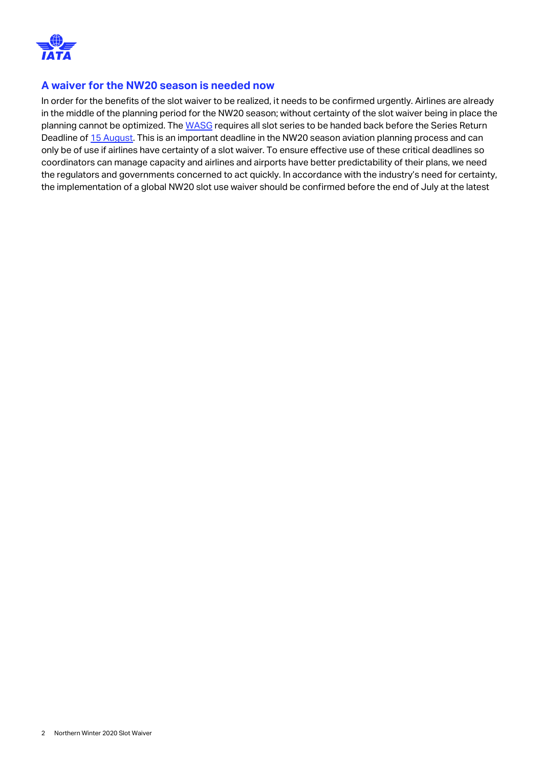## A waiver for the NW20 season is needed now

In order for the benefits of the slot waiver to be realized, it needs to be confirmed urgently. Airlines are already in the middle of the planning period for the NW20 season; without certainty of the slot waiver being in place the planning cannot be optimized. The WASG requires all slot series to be handed back before the Series Return Deadline of 15 August. This is an important deadline in the NW20 season aviation planning process and can only be of use if airlines have certainty of a slot waiver. To ensure effective use of these critical deadlines so coordinators can manage capacity and airlines and airports have better predictability of their plans, we need the regulators and governments concerned to act quickly. In accordance with the industry's need for certainty, the implementation of a global NW20 slot use waiver should be confirmed before the end of July at the latest